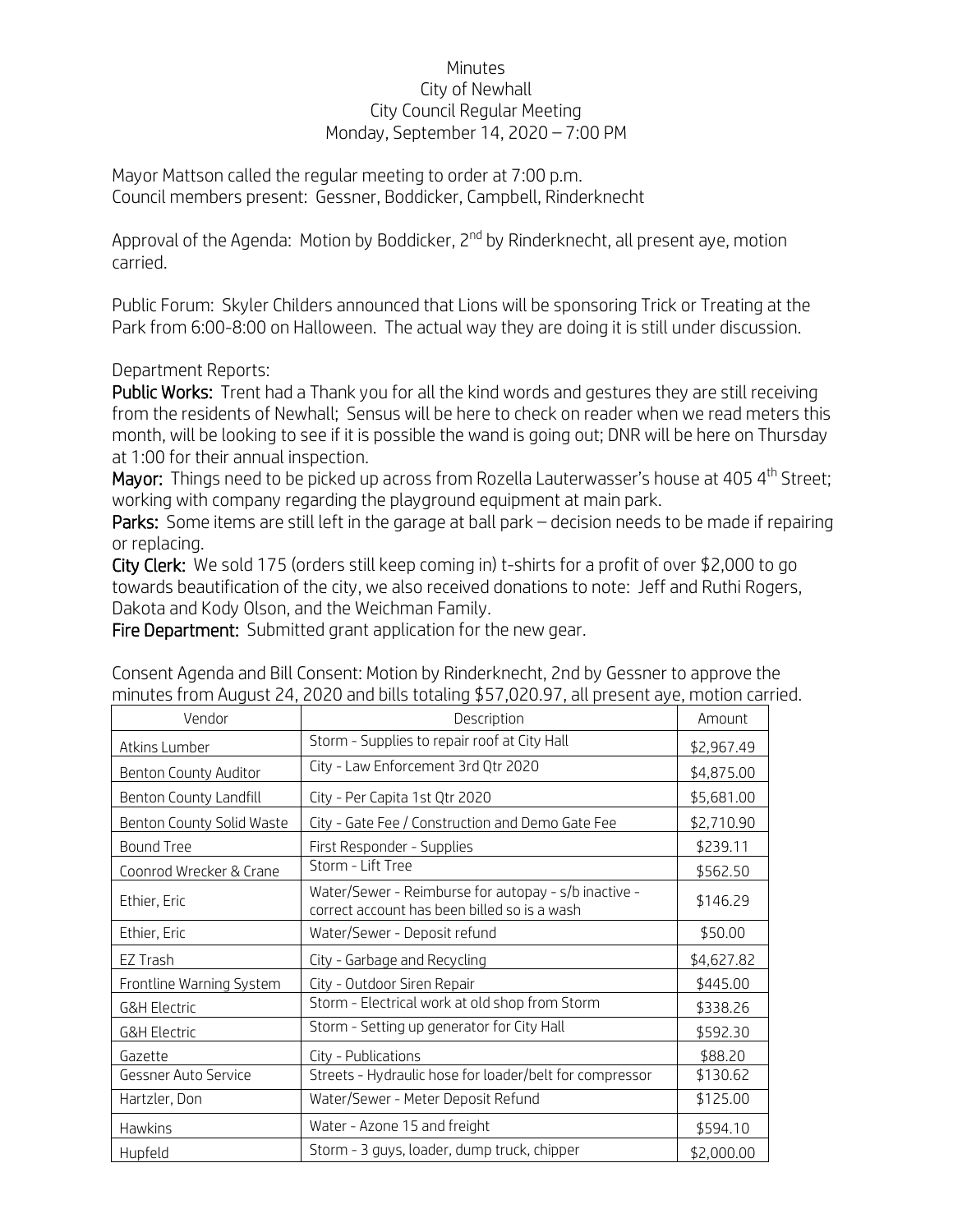Minutes
City of Newhall
City Council Regular Meeting
Monday, September 14, 2020 – 7:00 PM

Mayor Mattson called the regular meeting to order at 7:00 p.m.
Council members present: Gessner, Boddicker, Campbell, Rinderknecht

Approval of the Agenda: Motion by Boddicker, 2nd by Rinderknecht, all present aye, motion carried.

Public Forum: Skyler Childers announced that Lions will be sponsoring Trick or Treating at the Park from 6:00-8:00 on Halloween. The actual way they are doing it is still under discussion.

Department Reports:

**Public Works:** Trent had a Thank you for all the kind words and gestures they are still receiving from the residents of Newhall; Sensus will be here to check on reader when we read meters this month, will be looking to see if it is possible the wand is going out; DNR will be here on Thursday at 1:00 for their annual inspection.

**Mayor:** Things need to be picked up across from Rozella Lauterwasser's house at 405 4th Street; working with company regarding the playground equipment at main park.

**Parks:** Some items are still left in the garage at ball park – decision needs to be made if repairing or replacing.

**City Clerk:** We sold 175 (orders still keep coming in) t-shirts for a profit of over $2,000 to go towards beautification of the city, we also received donations to note: Jeff and Ruthi Rogers, Dakota and Kody Olson, and the Weichman Family.

**Fire Department:** Submitted grant application for the new gear.

Consent Agenda and Bill Consent: Motion by Rinderknecht, 2nd by Gessner to approve the minutes from August 24, 2020 and bills totaling $57,020.97, all present aye, motion carried.

| Vendor | Description | Amount |
|---|---|---|
| Atkins Lumber | Storm - Supplies to repair roof at City Hall | $2,967.49 |
| Benton County Auditor | City - Law Enforcement 3rd Qtr 2020 | $4,875.00 |
| Benton County Landfill | City - Per Capita 1st Qtr 2020 | $5,681.00 |
| Benton County Solid Waste | City - Gate Fee / Construction and Demo Gate Fee | $2,710.90 |
| Bound Tree | First Responder - Supplies | $239.11 |
| Coonrod Wrecker & Crane | Storm - Lift Tree | $562.50 |
| Ethier, Eric | Water/Sewer - Reimburse for autopay - s/b inactive - correct account has been billed so is a wash | $146.29 |
| Ethier, Eric | Water/Sewer - Deposit refund | $50.00 |
| EZ Trash | City - Garbage and Recycling | $4,627.82 |
| Frontline Warning System | City - Outdoor Siren Repair | $445.00 |
| G&H Electric | Storm - Electrical work at old shop from Storm | $338.26 |
| G&H Electric | Storm - Setting up generator for City Hall | $592.30 |
| Gazette | City - Publications | $88.20 |
| Gessner Auto Service | Streets - Hydraulic hose for loader/belt for compressor | $130.62 |
| Hartzler, Don | Water/Sewer - Meter Deposit Refund | $125.00 |
| Hawkins | Water - Azone 15 and freight | $594.10 |
| Hupfeld | Storm - 3 guys, loader, dump truck, chipper | $2,000.00 |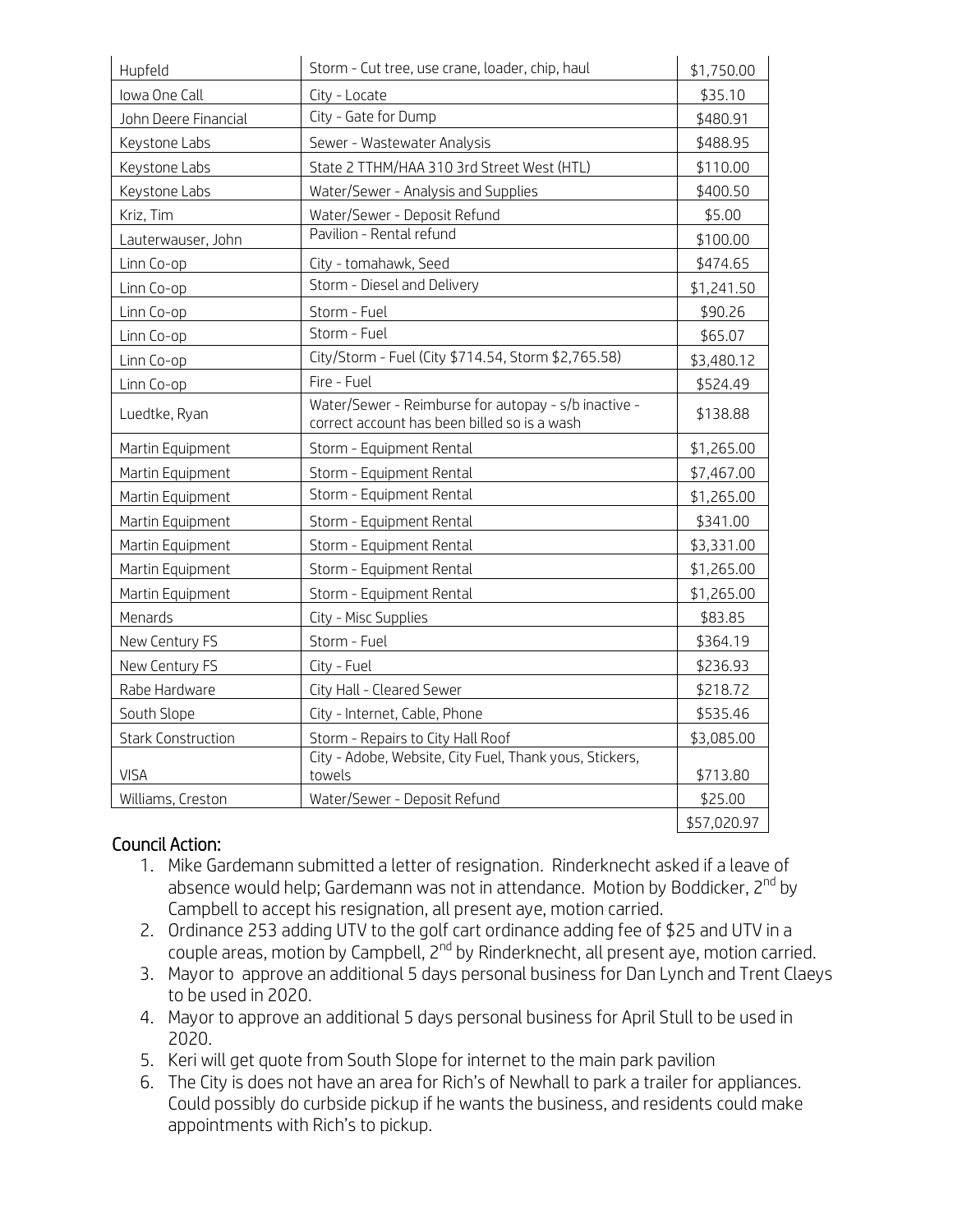| | | |
|---|---|---|
| Hupfeld | Storm - Cut tree, use crane, loader, chip, haul | $1,750.00 |
| Iowa One Call | City - Locate | $35.10 |
| John Deere Financial | City - Gate for Dump | $480.91 |
| Keystone Labs | Sewer - Wastewater Analysis | $488.95 |
| Keystone Labs | State 2 TTHM/HAA 310 3rd Street West (HTL) | $110.00 |
| Keystone Labs | Water/Sewer - Analysis and Supplies | $400.50 |
| Kriz, Tim | Water/Sewer - Deposit Refund | $5.00 |
| Lauterwauser, John | Pavilion - Rental refund | $100.00 |
| Linn Co-op | City - tomahawk, Seed | $474.65 |
| Linn Co-op | Storm - Diesel and Delivery | $1,241.50 |
| Linn Co-op | Storm - Fuel | $90.26 |
| Linn Co-op | Storm - Fuel | $65.07 |
| Linn Co-op | City/Storm - Fuel (City $714.54, Storm $2,765.58) | $3,480.12 |
| Linn Co-op | Fire - Fuel | $524.49 |
| Luedtke, Ryan | Water/Sewer - Reimburse for autopay - s/b inactive - correct account has been billed so is a wash | $138.88 |
| Martin Equipment | Storm - Equipment Rental | $1,265.00 |
| Martin Equipment | Storm - Equipment Rental | $7,467.00 |
| Martin Equipment | Storm - Equipment Rental | $1,265.00 |
| Martin Equipment | Storm - Equipment Rental | $341.00 |
| Martin Equipment | Storm - Equipment Rental | $3,331.00 |
| Martin Equipment | Storm - Equipment Rental | $1,265.00 |
| Martin Equipment | Storm - Equipment Rental | $1,265.00 |
| Menards | City - Misc Supplies | $83.85 |
| New Century FS | Storm - Fuel | $364.19 |
| New Century FS | City - Fuel | $236.93 |
| Rabe Hardware | City Hall - Cleared Sewer | $218.72 |
| South Slope | City - Internet, Cable, Phone | $535.46 |
| Stark Construction | Storm - Repairs to City Hall Roof | $3,085.00 |
| VISA | City - Adobe, Website, City Fuel, Thank yous, Stickers, towels | $713.80 |
| Williams, Creston | Water/Sewer - Deposit Refund | $25.00 |
| | | $57,020.97 |

## Council Action:

1. Mike Gardemann submitted a letter of resignation. Rinderknecht asked if a leave of absence would help; Gardemann was not in attendance. Motion by Boddicker, 2nd by Campbell to accept his resignation, all present aye, motion carried.
2. Ordinance 253 adding UTV to the golf cart ordinance adding fee of $25 and UTV in a couple areas, motion by Campbell, 2nd by Rinderknecht, all present aye, motion carried.
3. Mayor to approve an additional 5 days personal business for Dan Lynch and Trent Claeys to be used in 2020.
4. Mayor to approve an additional 5 days personal business for April Stull to be used in 2020.
5. Keri will get quote from South Slope for internet to the main park pavilion
6. The City is does not have an area for Rich's of Newhall to park a trailer for appliances. Could possibly do curbside pickup if he wants the business, and residents could make appointments with Rich's to pickup.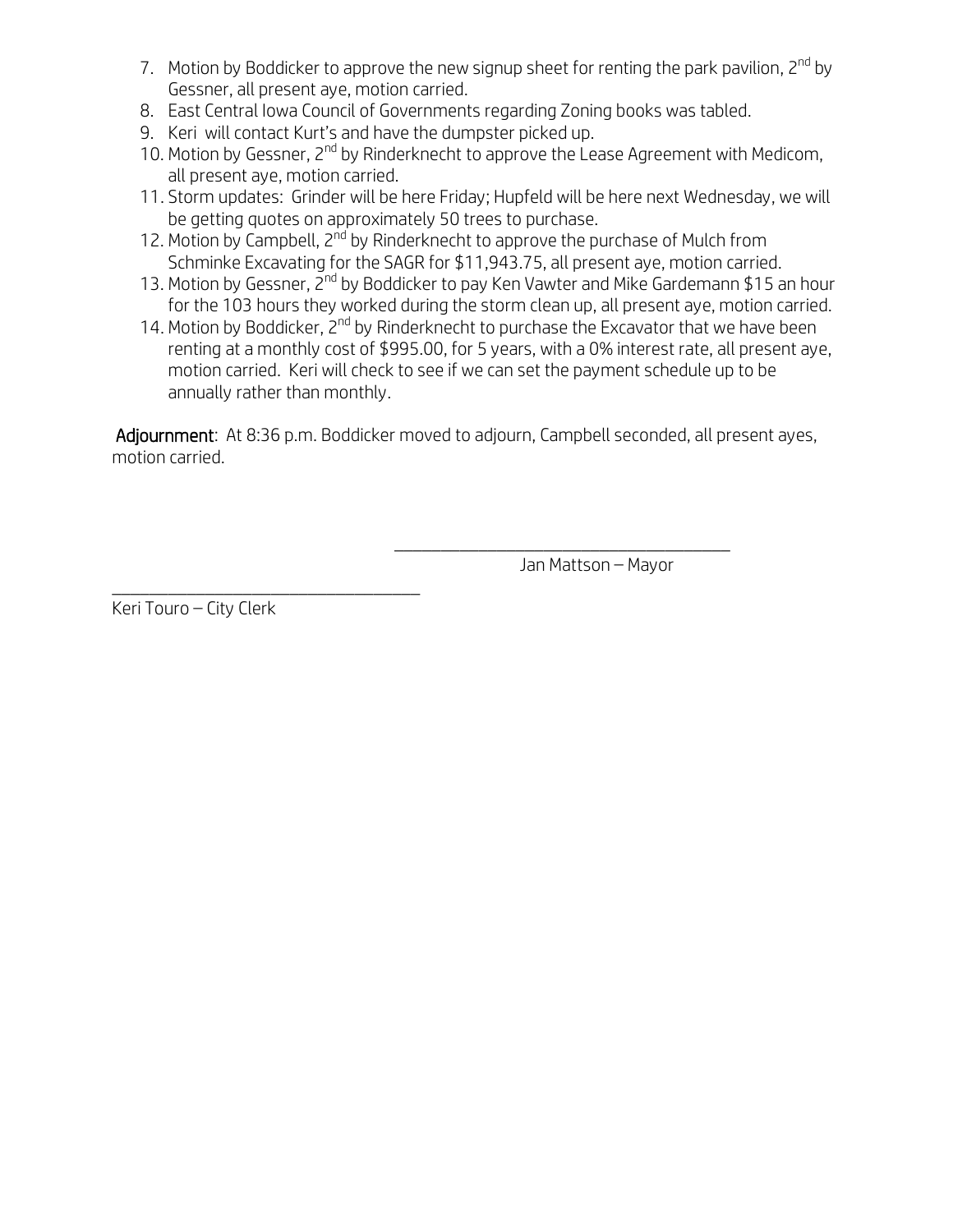7. Motion by Boddicker to approve the new signup sheet for renting the park pavilion, 2nd by Gessner, all present aye, motion carried.
8. East Central Iowa Council of Governments regarding Zoning books was tabled.
9. Keri will contact Kurt's and have the dumpster picked up.
10. Motion by Gessner, 2nd by Rinderknecht to approve the Lease Agreement with Medicom, all present aye, motion carried.
11. Storm updates: Grinder will be here Friday; Hupfeld will be here next Wednesday, we will be getting quotes on approximately 50 trees to purchase.
12. Motion by Campbell, 2nd by Rinderknecht to approve the purchase of Mulch from Schminke Excavating for the SAGR for $11,943.75, all present aye, motion carried.
13. Motion by Gessner, 2nd by Boddicker to pay Ken Vawter and Mike Gardemann $15 an hour for the 103 hours they worked during the storm clean up, all present aye, motion carried.
14. Motion by Boddicker, 2nd by Rinderknecht to purchase the Excavator that we have been renting at a monthly cost of $995.00, for 5 years, with a 0% interest rate, all present aye, motion carried. Keri will check to see if we can set the payment schedule up to be annually rather than monthly.

**Adjournment**: At 8:36 p.m. Boddicker moved to adjourn, Campbell seconded, all present ayes, motion carried.

\_\_\_\_\_\_\_\_\_\_\_\_\_\_\_\_\_\_\_\_\_\_\_\_\_\_\_\_\_\_\_\_\_\_\_\_\_\_\_\_

Jan Mattson – Mayor

\_\_\_\_\_\_\_\_\_\_\_\_\_\_\_\_\_\_\_\_\_\_\_\_\_\_\_\_\_\_\_\_\_\_\_\_\_\_\_\_

Keri Touro – City Clerk